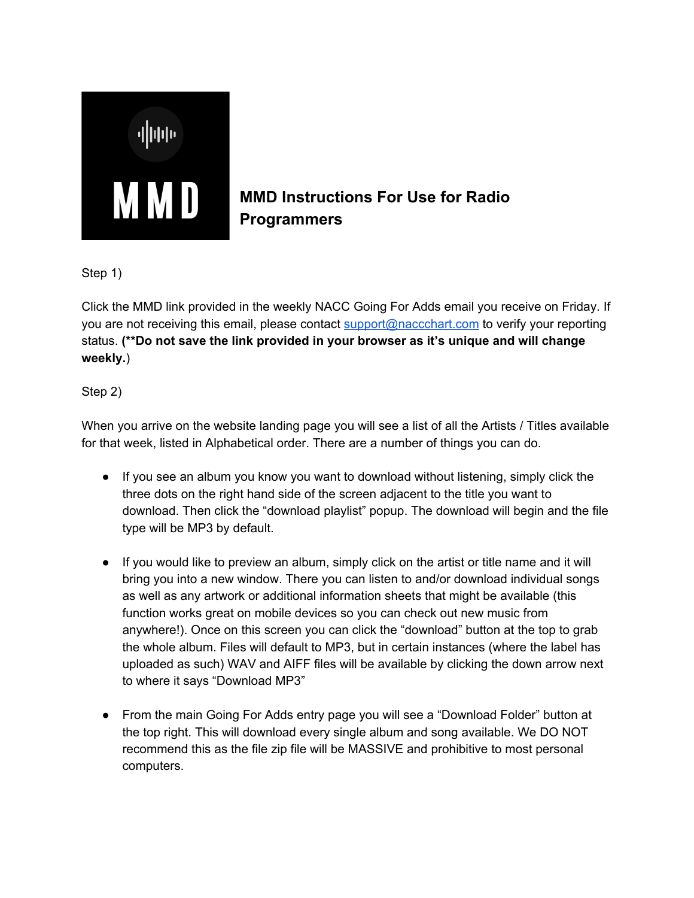# MMD Instructions For Use for Radio Programmers

Step 1)

Click the MMD link provided in the weekly NACC Going For Adds email you receive on Friday. If you are not receiving this email, please contact support@naccchart.com to verify your reporting status. **(**Do not save the link provided in your browser as it's unique and will change weekly.**)

Step 2)

When you arrive on the website landing page you will see a list of all the Artists / Titles available for that week, listed in Alphabetical order. There are a number of things you can do.

- If you see an album you know you want to download without listening, simply click the three dots on the right hand side of the screen adjacent to the title you want to download. Then click the "download playlist" popup. The download will begin and the file type will be MP3 by default.

- If you would like to preview an album, simply click on the artist or title name and it will bring you into a new window. There you can listen to and/or download individual songs as well as any artwork or additional information sheets that might be available (this function works great on mobile devices so you can check out new music from anywhere!). Once on this screen you can click the "download" button at the top to grab the whole album. Files will default to MP3, but in certain instances (where the label has uploaded as such) WAV and AIFF files will be available by clicking the down arrow next to where it says "Download MP3"

- From the main Going For Adds entry page you will see a "Download Folder" button at the top right. This will download every single album and song available. We DO NOT recommend this as the file zip file will be MASSIVE and prohibitive to most personal computers.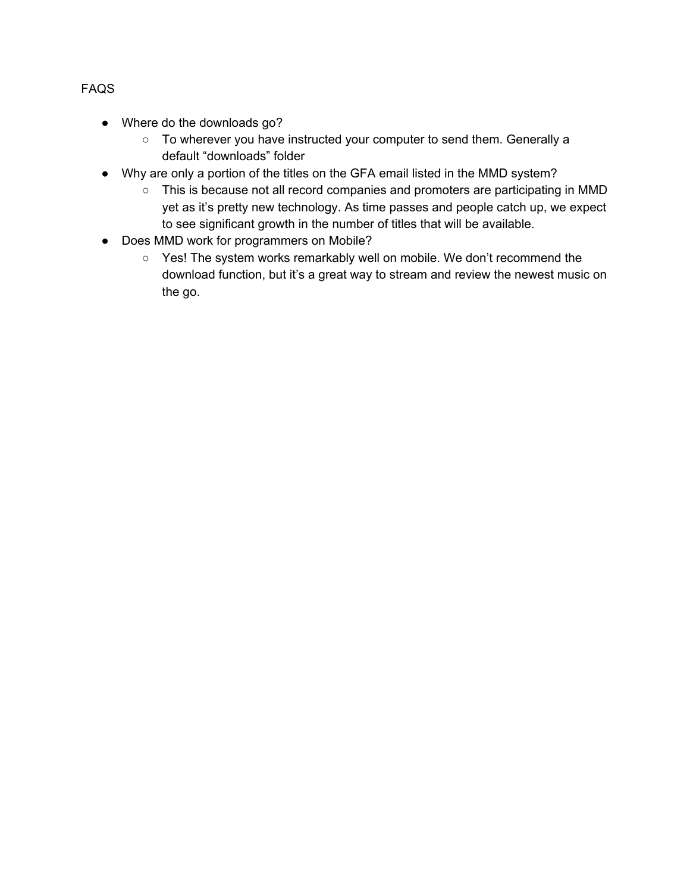FAQS

- Where do the downloads go?
  - To wherever you have instructed your computer to send them. Generally a default “downloads” folder
- Why are only a portion of the titles on the GFA email listed in the MMD system?
  - This is because not all record companies and promoters are participating in MMD yet as it’s pretty new technology. As time passes and people catch up, we expect to see significant growth in the number of titles that will be available.
- Does MMD work for programmers on Mobile?
  - Yes! The system works remarkably well on mobile. We don’t recommend the download function, but it’s a great way to stream and review the newest music on the go.